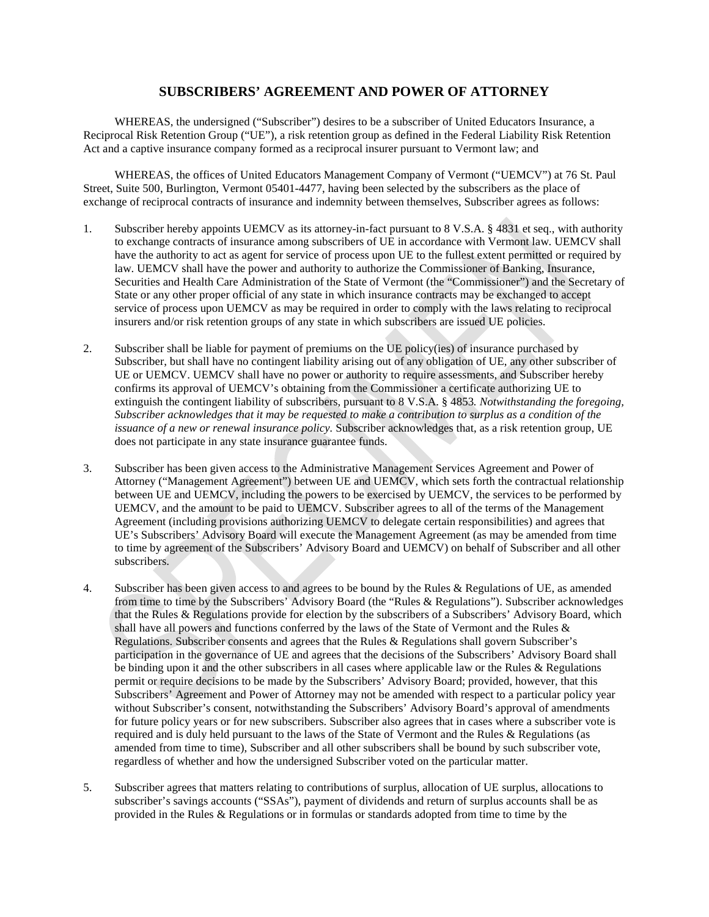# SUBSCRIBERS' AGREEMENT AND POWER OF ATTORNEY

WHEREAS, the undersigned ("Subscriber") desires to be a subscriber of United Educators Insurance, a Reciprocal Risk Retention Group ("UE"), a risk retention group as defined in the Federal Liability Risk Retention Act and a captive insurance company formed as a reciprocal insurer pursuant to Vermont law; and

WHEREAS, the offices of United Educators Management Company of Vermont ("UEMCV") at 76 St. Paul Street, Suite 500, Burlington, Vermont 05401-4477, having been selected by the subscribers as the place of exchange of reciprocal contracts of insurance and indemnity between themselves, Subscriber agrees as follows:

1. Subscriber hereby appoints UEMCV as its attorney-in-fact pursuant to 8 V.S.A. § 4831 et seq., with authority to exchange contracts of insurance among subscribers of UE in accordance with Vermont law. UEMCV shall have the authority to act as agent for service of process upon UE to the fullest extent permitted or required by law. UEMCV shall have the power and authority to authorize the Commissioner of Banking, Insurance, Securities and Health Care Administration of the State of Vermont (the "Commissioner") and the Secretary of State or any other proper official of any state in which insurance contracts may be exchanged to accept service of process upon UEMCV as may be required in order to comply with the laws relating to reciprocal insurers and/or risk retention groups of any state in which subscribers are issued UE policies.

2. Subscriber shall be liable for payment of premiums on the UE policy(ies) of insurance purchased by Subscriber, but shall have no contingent liability arising out of any obligation of UE, any other subscriber of UE or UEMCV. UEMCV shall have no power or authority to require assessments, and Subscriber hereby confirms its approval of UEMCV's obtaining from the Commissioner a certificate authorizing UE to extinguish the contingent liability of subscribers, pursuant to 8 V.S.A. § 4853. *Notwithstanding the foregoing, Subscriber acknowledges that it may be requested to make a contribution to surplus as a condition of the issuance of a new or renewal insurance policy*. Subscriber acknowledges that, as a risk retention group, UE does not participate in any state insurance guarantee funds.

3. Subscriber has been given access to the Administrative Management Services Agreement and Power of Attorney ("Management Agreement") between UE and UEMCV, which sets forth the contractual relationship between UE and UEMCV, including the powers to be exercised by UEMCV, the services to be performed by UEMCV, and the amount to be paid to UEMCV. Subscriber agrees to all of the terms of the Management Agreement (including provisions authorizing UEMCV to delegate certain responsibilities) and agrees that UE's Subscribers' Advisory Board will execute the Management Agreement (as may be amended from time to time by agreement of the Subscribers' Advisory Board and UEMCV) on behalf of Subscriber and all other subscribers.

4. Subscriber has been given access to and agrees to be bound by the Rules & Regulations of UE, as amended from time to time by the Subscribers' Advisory Board (the "Rules & Regulations"). Subscriber acknowledges that the Rules & Regulations provide for election by the subscribers of a Subscribers' Advisory Board, which shall have all powers and functions conferred by the laws of the State of Vermont and the Rules & Regulations. Subscriber consents and agrees that the Rules & Regulations shall govern Subscriber's participation in the governance of UE and agrees that the decisions of the Subscribers' Advisory Board shall be binding upon it and the other subscribers in all cases where applicable law or the Rules & Regulations permit or require decisions to be made by the Subscribers' Advisory Board; provided, however, that this Subscribers' Agreement and Power of Attorney may not be amended with respect to a particular policy year without Subscriber's consent, notwithstanding the Subscribers' Advisory Board's approval of amendments for future policy years or for new subscribers. Subscriber also agrees that in cases where a subscriber vote is required and is duly held pursuant to the laws of the State of Vermont and the Rules & Regulations (as amended from time to time), Subscriber and all other subscribers shall be bound by such subscriber vote, regardless of whether and how the undersigned Subscriber voted on the particular matter.

5. Subscriber agrees that matters relating to contributions of surplus, allocation of UE surplus, allocations to subscriber's savings accounts ("SSAs"), payment of dividends and return of surplus accounts shall be as provided in the Rules & Regulations or in formulas or standards adopted from time to time by the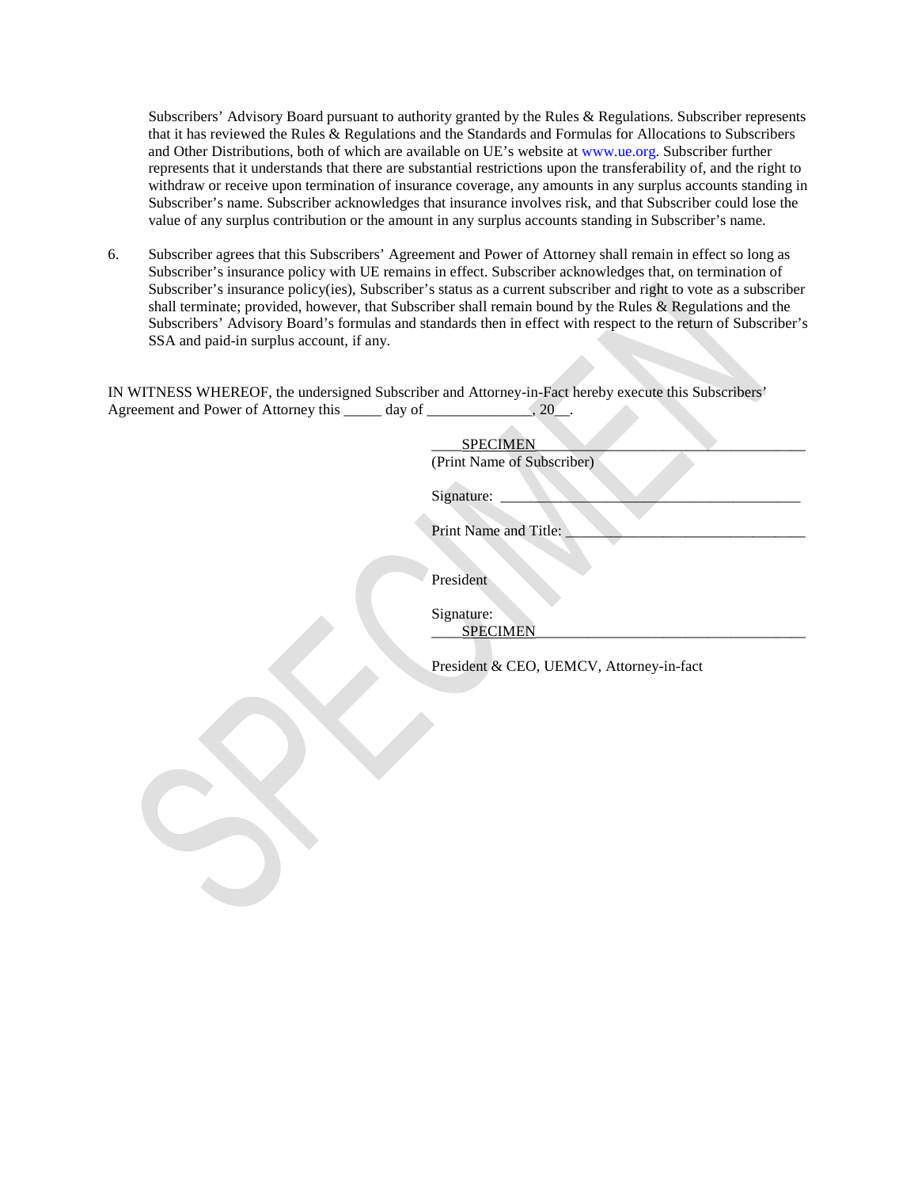Subscribers' Advisory Board pursuant to authority granted by the Rules & Regulations. Subscriber represents that it has reviewed the Rules & Regulations and the Standards and Formulas for Allocations to Subscribers and Other Distributions, both of which are available on UE's website at www.ue.org. Subscriber further represents that it understands that there are substantial restrictions upon the transferability of, and the right to withdraw or receive upon termination of insurance coverage, any amounts in any surplus accounts standing in Subscriber's name. Subscriber acknowledges that insurance involves risk, and that Subscriber could lose the value of any surplus contribution or the amount in any surplus accounts standing in Subscriber's name.

6. Subscriber agrees that this Subscribers' Agreement and Power of Attorney shall remain in effect so long as Subscriber's insurance policy with UE remains in effect. Subscriber acknowledges that, on termination of Subscriber's insurance policy(ies), Subscriber's status as a current subscriber and right to vote as a subscriber shall terminate; provided, however, that Subscriber shall remain bound by the Rules & Regulations and the Subscribers' Advisory Board's formulas and standards then in effect with respect to the return of Subscriber's SSA and paid-in surplus account, if any.

IN WITNESS WHEREOF, the undersigned Subscriber and Attorney-in-Fact hereby execute this Subscribers' Agreement and Power of Attorney this _____ day of ______________, 20__.

____SPECIMEN____________________________________
(Print Name of Subscriber)

Signature: __________________________________________

Print Name and Title: ________________________________

President

Signature:
____SPECIMEN____________________________________

President & CEO, UEMCV, Attorney-in-fact